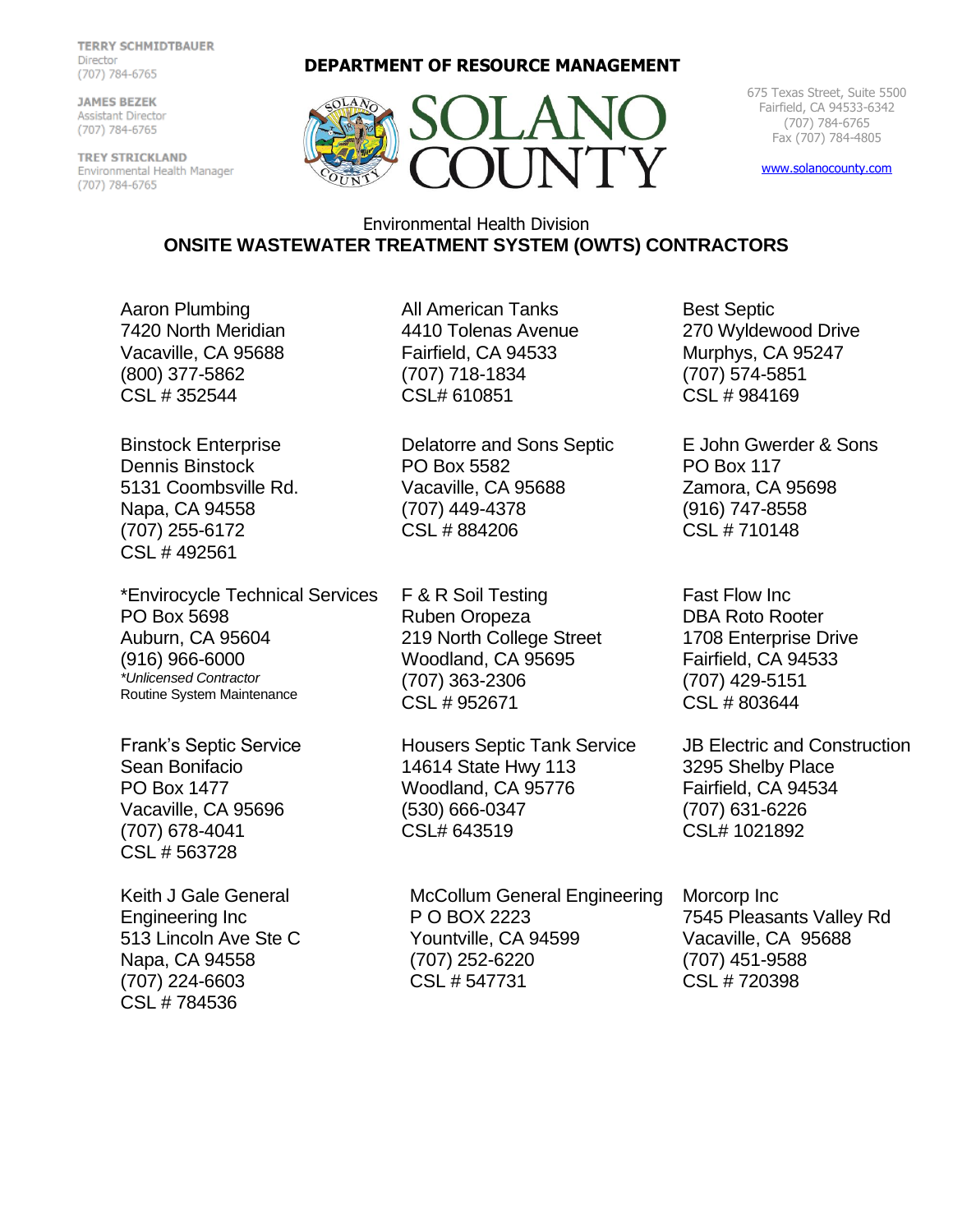TERRY SCHMIDTBAUER
Director
(707) 784-6765

JAMES BEZEK
Assistant Director
(707) 784-6765

TREY STRICKLAND
Environmental Health Manager
(707) 784-6765

**DEPARTMENT OF RESOURCE MANAGEMENT**

# SOLANO COUNTY

675 Texas Street, Suite 5500
Fairfield, CA 94533-6342
(707) 784-6765
Fax (707) 784-4805

www.solanocounty.com

Environmental Health Division

## ONSITE WASTEWATER TREATMENT SYSTEM (OWTS) CONTRACTORS

Aaron Plumbing
7420 North Meridian
Vacaville, CA 95688
(800) 377-5862
CSL # 352544

All American Tanks
4410 Tolenas Avenue
Fairfield, CA 94533
(707) 718-1834
CSL# 610851

Best Septic
270 Wyldewood Drive
Murphys, CA 95247
(707) 574-5851
CSL # 984169

Binstock Enterprise
Dennis Binstock
5131 Coombsville Rd.
Napa, CA 94558
(707) 255-6172
CSL # 492561

Delatorre and Sons Septic
PO Box 5582
Vacaville, CA 95688
(707) 449-4378
CSL # 884206

E John Gwerder & Sons
PO Box 117
Zamora, CA 95698
(916) 747-8558
CSL # 710148

*Envirocycle Technical Services
PO Box 5698
Auburn, CA 95604
(916) 966-6000
*\*Unlicensed Contractor*
Routine System Maintenance

F & R Soil Testing
Ruben Oropeza
219 North College Street
Woodland, CA 95695
(707) 363-2306
CSL # 952671

Fast Flow Inc
DBA Roto Rooter
1708 Enterprise Drive
Fairfield, CA 94533
(707) 429-5151
CSL # 803644

Frank's Septic Service
Sean Bonifacio
PO Box 1477
Vacaville, CA 95696
(707) 678-4041
CSL # 563728

Housers Septic Tank Service
14614 State Hwy 113
Woodland, CA 95776
(530) 666-0347
CSL# 643519

JB Electric and Construction
3295 Shelby Place
Fairfield, CA 94534
(707) 631-6226
CSL# 1021892

Keith J Gale General Engineering Inc
513 Lincoln Ave Ste C
Napa, CA 94558
(707) 224-6603
CSL # 784536

McCollum General Engineering
P O BOX 2223
Yountville, CA 94599
(707) 252-6220
CSL # 547731

Morcorp Inc
7545 Pleasants Valley Rd
Vacaville, CA 95688
(707) 451-9588
CSL # 720398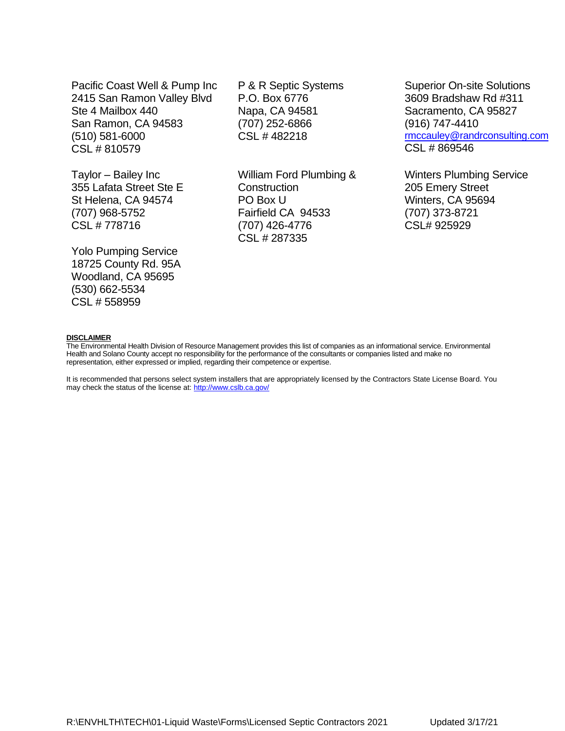Pacific Coast Well & Pump Inc
2415 San Ramon Valley Blvd
Ste 4 Mailbox 440
San Ramon, CA 94583
(510) 581-6000
CSL # 810579

P & R Septic Systems
P.O. Box 6776
Napa, CA 94581
(707) 252-6866
CSL # 482218

Superior On-site Solutions
3609 Bradshaw Rd #311
Sacramento, CA 95827
(916) 747-4410
rmccauley@randrconsulting.com
CSL # 869546

Taylor – Bailey Inc
355 Lafata Street Ste E
St Helena, CA 94574
(707) 968-5752
CSL # 778716

William Ford Plumbing & Construction
PO Box U
Fairfield CA 94533
(707) 426-4776
CSL # 287335

Winters Plumbing Service
205 Emery Street
Winters, CA 95694
(707) 373-8721
CSL# 925929

Yolo Pumping Service
18725 County Rd. 95A
Woodland, CA 95695
(530) 662-5534
CSL # 558959

**DISCLAIMER**

The Environmental Health Division of Resource Management provides this list of companies as an informational service. Environmental Health and Solano County accept no responsibility for the performance of the consultants or companies listed and make no representation, either expressed or implied, regarding their competence or expertise.

It is recommended that persons select system installers that are appropriately licensed by the Contractors State License Board. You may check the status of the license at: http://www.cslb.ca.gov/

R:\ENVHLTH\TECH\01-Liquid Waste\Forms\Licensed Septic Contractors 2021 Updated 3/17/21